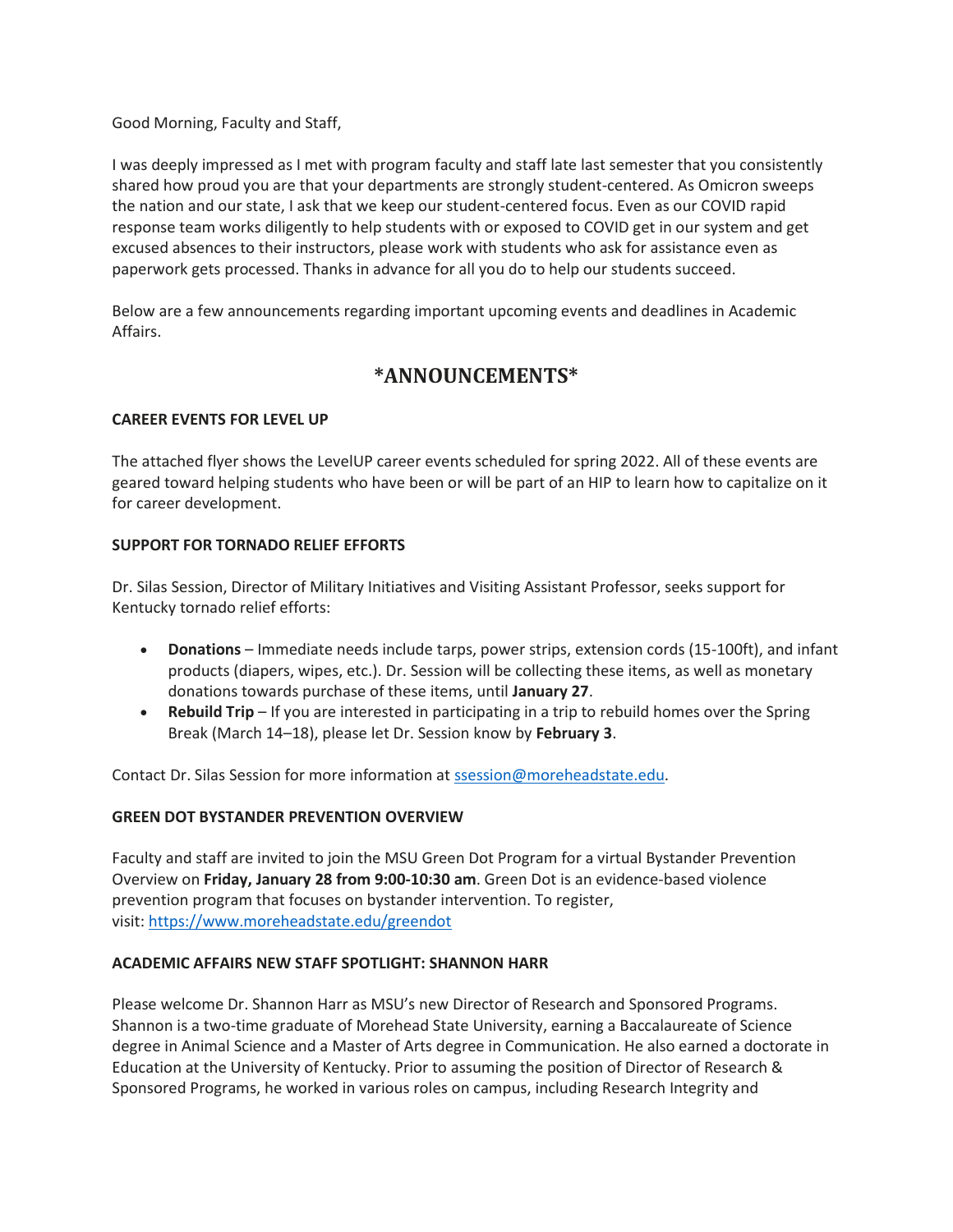Good Morning, Faculty and Staff,

I was deeply impressed as I met with program faculty and staff late last semester that you consistently shared how proud you are that your departments are strongly student-centered. As Omicron sweeps the nation and our state, I ask that we keep our student-centered focus. Even as our COVID rapid response team works diligently to help students with or exposed to COVID get in our system and get excused absences to their instructors, please work with students who ask for assistance even as paperwork gets processed. Thanks in advance for all you do to help our students succeed.

Below are a few announcements regarding important upcoming events and deadlines in Academic Affairs.

# *ANNOUNCEMENTS*

**CAREER EVENTS FOR LEVEL UP**

The attached flyer shows the LevelUP career events scheduled for spring 2022. All of these events are geared toward helping students who have been or will be part of an HIP to learn how to capitalize on it for career development.

**SUPPORT FOR TORNADO RELIEF EFFORTS**

Dr. Silas Session, Director of Military Initiatives and Visiting Assistant Professor, seeks support for Kentucky tornado relief efforts:

- **Donations** – Immediate needs include tarps, power strips, extension cords (15-100ft), and infant products (diapers, wipes, etc.). Dr. Session will be collecting these items, as well as monetary donations towards purchase of these items, until **January 27**.
- **Rebuild Trip** – If you are interested in participating in a trip to rebuild homes over the Spring Break (March 14–18), please let Dr. Session know by **February 3**.

Contact Dr. Silas Session for more information at [ssession@moreheadstate.edu](mailto:ssession@moreheadstate.edu).

**GREEN DOT BYSTANDER PREVENTION OVERVIEW**

Faculty and staff are invited to join the MSU Green Dot Program for a virtual Bystander Prevention Overview on **Friday, January 28 from 9:00-10:30 am**. Green Dot is an evidence-based violence prevention program that focuses on bystander intervention. To register, visit: [https://www.moreheadstate.edu/greendot](https://www.moreheadstate.edu/greendot)

**ACADEMIC AFFAIRS NEW STAFF SPOTLIGHT: SHANNON HARR**

Please welcome Dr. Shannon Harr as MSU's new Director of Research and Sponsored Programs. Shannon is a two-time graduate of Morehead State University, earning a Baccalaureate of Science degree in Animal Science and a Master of Arts degree in Communication. He also earned a doctorate in Education at the University of Kentucky. Prior to assuming the position of Director of Research & Sponsored Programs, he worked in various roles on campus, including Research Integrity and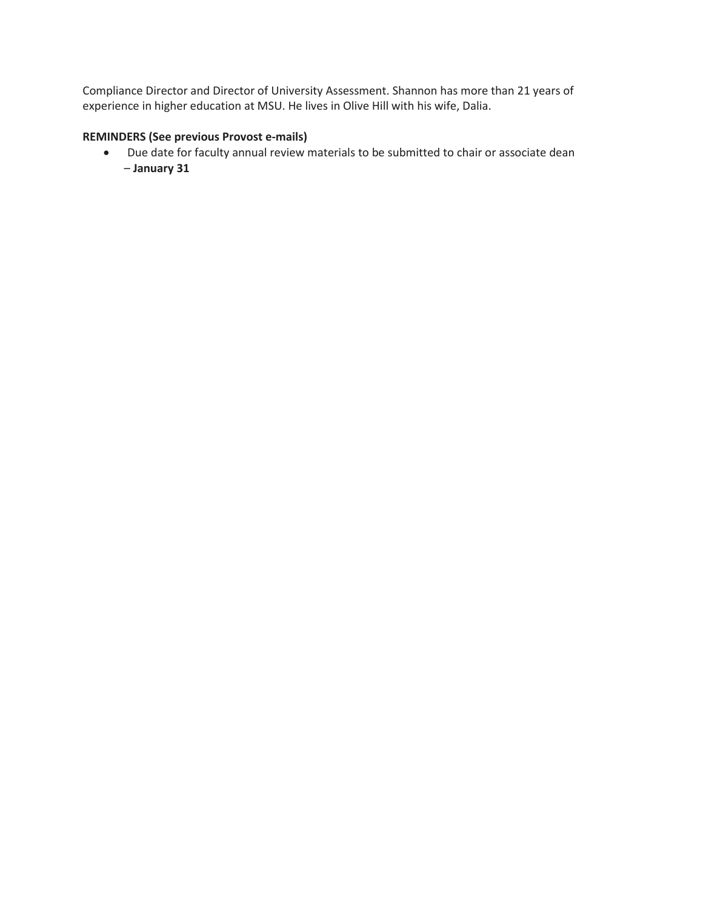Compliance Director and Director of University Assessment. Shannon has more than 21 years of experience in higher education at MSU. He lives in Olive Hill with his wife, Dalia.

**REMINDERS (See previous Provost e-mails)**

- Due date for faculty annual review materials to be submitted to chair or associate dean – **January 31**